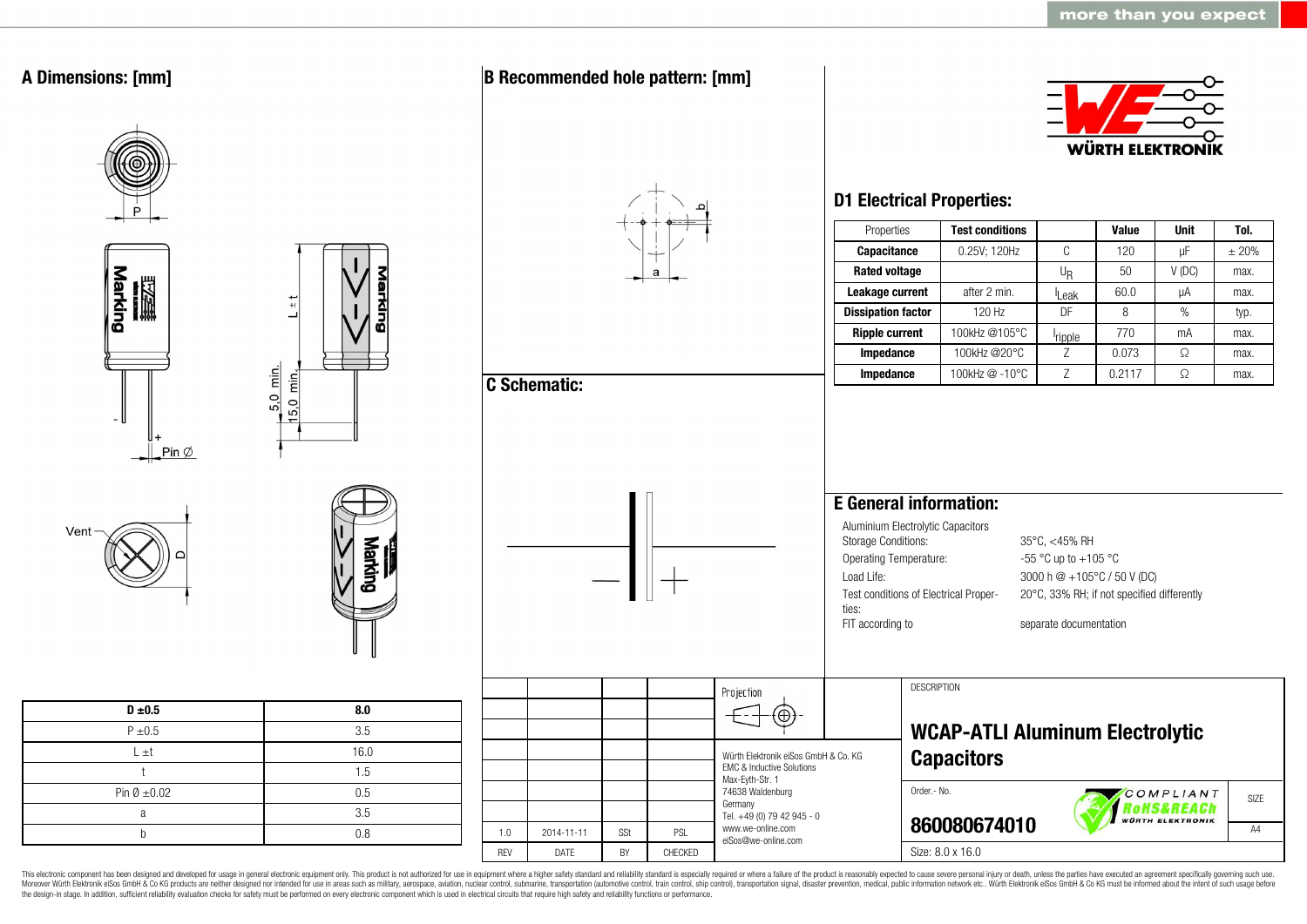## A Dimensions: [mm]

| D ±0.5 | 8.0 |
|---|---|
| P ±0.5 | 3.5 |
| L ±t | 16.0 |
| t | 1.5 |
| Pin Ø ±0.02 | 0.5 |
| a | 3.5 |
| b | 0.8 |

## B Recommended hole pattern: [mm]

## C Schematic:

## D1 Electrical Properties:

| Properties | Test conditions | | Value | Unit | Tol. |
|---|---|---|---|---|---|
| **Capacitance** | 0.25V; 120Hz | C | 120 | µF | ± 20% |
| **Rated voltage** | | $U_R$ | 50 | V (DC) | max. |
| **Leakage current** | after 2 min. | $I_{Leak}$ | 60.0 | µA | max. |
| **Dissipation factor** | 120 Hz | DF | 8 | % | typ. |
| **Ripple current** | 100kHz @105°C | $I_{ripple}$ | 770 | mA | max. |
| **Impedance** | 100kHz @20°C | Z | 0.073 | Ω | max. |
| **Impedance** | 100kHz @ -10°C | Z | 0.2117 | Ω | max. |

## E General information:

Aluminium Electrolytic Capacitors

| | |
|---|---|
| Storage Conditions: | 35°C, <45% RH |
| Operating Temperature: | -55 °C up to +105 °C |
| Load Life: | 3000 h @ +105°C / 50 V (DC) |
| Test conditions of Electrical Properties: | 20°C, 33% RH; if not specified differently |
| FIT according to | separate documentation |

| REV | DATE | BY | CHECKED |
|---|---|---|---|
| 1.0 | 2014-11-11 | SSt | PSL |

Würth Elektronik eiSos GmbH & Co. KG
EMC & Inductive Solutions
Max-Eyth-Str. 1
74638 Waldenburg
Germany
Tel. +49 (0) 79 42 945 - 0
www.we-online.com
eiSos@we-online.com

DESCRIPTION

**WCAP-ATLI Aluminum Electrolytic Capacitors**

Order.- No.

**860080674010**

SIZE A4

Size: 8.0 x 16.0

This electronic component has been designed and developed for usage in general electronic equipment only. This product is not authorized for use in equipment where a higher safety standard and reliability standard is especially required or where a failure of the product is reasonably expected to cause severe personal injury or death, unless the parties have executed an agreement specifically governing such use. Moreover Würth Elektronik eiSos GmbH & Co KG products are neither designed nor intended for use in areas such as military, aerospace, aviation, nuclear control, submarine, transportation (automotive control, train control, ship control), transportation signal, disaster prevention, medical, public information network etc.. Würth Elektronik eiSos GmbH & Co KG must be informed about the intent of such usage before the design-in stage. In addition, sufficient reliability evaluation checks for safety must be performed on every electronic component which is used in electrical circuits that require high safety and reliability functions or performance.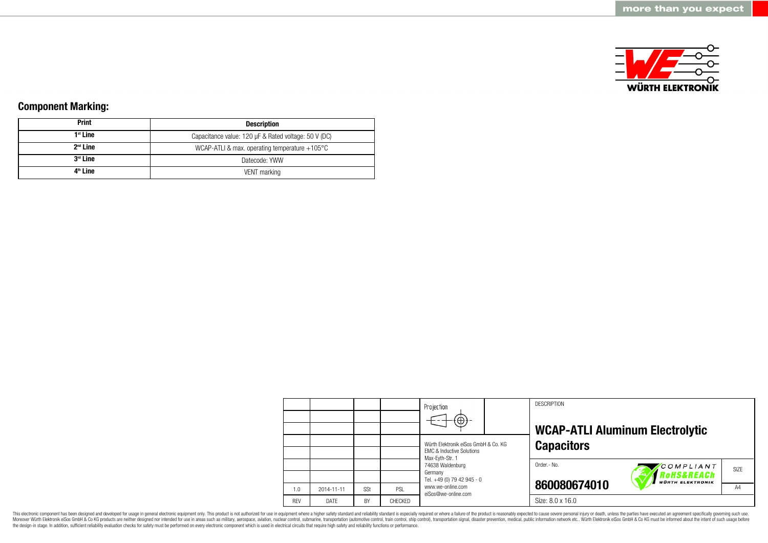## Component Marking:

| Print | Description |
|---|---|
| 1st Line | Capacitance value: 120 µF & Rated voltage: 50 V (DC) |
| 2nd Line | WCAP-ATLI & max. operating temperature +105°C |
| 3rd Line | Datecode: YWW |
| 4th Line | VENT marking |

| | | | | Projection | | DESCRIPTION | |
|---|---|---|---|---|---|---|---|
| | | | | | | **WCAP-ATLI Aluminum Electrolytic Capacitors** | |
| | | | | Würth Elektronik eiSos GmbH & Co. KG<br>EMC & Inductive Solutions<br>Max-Eyth-Str. 1<br>74638 Waldenburg<br>Germany<br>Tel. +49 (0) 79 42 945 - 0<br>www.we-online.com<br>eiSos@we-online.com | | Order.- No.<br>**860080674010** | SIZE<br>A4 |
| 1.0 | 2014-11-11 | SSt | PSL | | | | |
| REV | DATE | BY | CHECKED | | | Size: 8.0 x 16.0 | |

This electronic component has been designed and developed for usage in general electronic equipment only. This product is not authorized for use in equipment where a higher safety standard and reliability standard is especially required or where a failure of the product is reasonably expected to cause severe personal injury or death, unless the parties have executed an agreement specifically governing such use. Moreover Würth Elektronik eiSos GmbH & Co KG products are neither designed nor intended for use in areas such as military, aerospace, aviation, nuclear control, submarine, transportation (automotive control, train control, ship control), transportation signal, disaster prevention, medical, public information network etc.. Würth Elektronik eiSos GmbH & Co KG must be informed about the intent of such usage before the design-in stage. In addition, sufficient reliability evaluation checks for safety must be performed on every electronic component which is used in electrical circuits that require high safety and reliability functions or performance.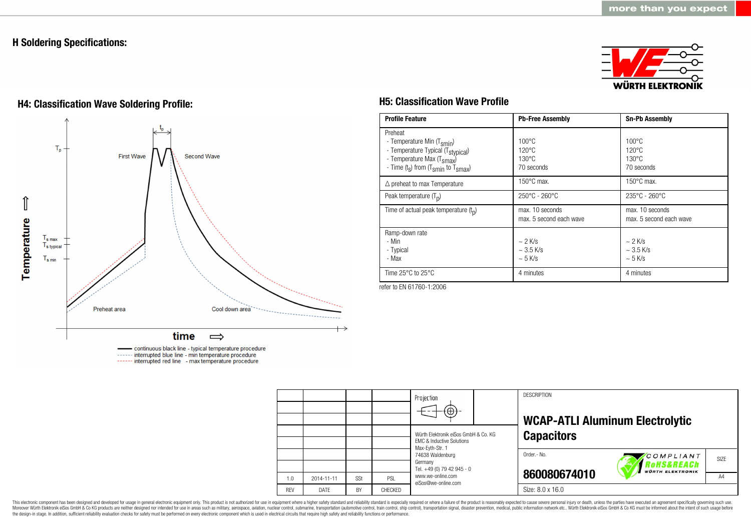## H Soldering Specifications:

### H4: Classification Wave Soldering Profile:

continuous black line - typical temperature procedure
interrupted blue line - min temperature procedure
interrupted red line - max temperature procedure

### H5: Classification Wave Profile

| Profile Feature | Pb-Free Assembly | Sn-Pb Assembly |
| --- | --- | --- |
| Preheat<br>- Temperature Min ($T_{smin}$)<br>- Temperature Typical ($T_{stypical}$)<br>- Temperature Max ($T_{smax}$)<br>- Time ($t_s$) from ($T_{smin}$ to $T_{smax}$) | 100°C<br>120°C<br>130°C<br>70 seconds | 100°C<br>120°C<br>130°C<br>70 seconds |
| Δ preheat to max Temperature | 150°C max. | 150°C max. |
| Peak temperature ($T_p$) | 250°C - 260°C | 235°C - 260°C |
| Time of actual peak temperature ($t_p$) | max. 10 seconds<br>max. 5 second each wave | max. 10 seconds<br>max. 5 second each wave |
| Ramp-down rate<br>- Min<br>- Typical<br>- Max | ~ 2 K/s<br>~ 3.5 K/s<br>~ 5 K/s | ~ 2 K/s<br>~ 3.5 K/s<br>~ 5 K/s |
| Time 25°C to 25°C | 4 minutes | 4 minutes |

refer to EN 61760-1:2006

| REV | DATE | BY | CHECKED |
| --- | --- | --- | --- |
| 1.0 | 2014-11-11 | SSt | PSL |

Projection

Würth Elektronik eiSos GmbH & Co. KG
EMC & Inductive Solutions
Max-Eyth-Str. 1
74638 Waldenburg
Germany
Tel. +49 (0) 79 42 945 - 0
www.we-online.com
eiSos@we-online.com

DESCRIPTION

**WCAP-ATLI Aluminum Electrolytic Capacitors**

Order.- No.
**860080674010**

SIZE: A4

Size: 8.0 x 16.0

This electronic component has been designed and developed for usage in general electronic equipment only. This product is not authorized for use in equipment where a higher safety standard and reliability standard is especially required or where a failure of the product is reasonably expected to cause severe personal injury or death, unless the parties have executed an agreement specifically governing such use. Moreover Würth Elektronik eiSos GmbH & Co KG products are neither designed nor intended for use in areas such as military, aerospace, aviation, nuclear control, submarine, transportation (automotive control, train control, ship control), transportation signal, disaster prevention, medical, public information network etc.. Würth Elektronik eiSos GmbH & Co KG must be informed about the intent of such usage before the design-in stage. In addition, sufficient reliability evaluation checks for safety must be performed on every electronic component which is used in electrical circuits that require high safety and reliability functions or performance.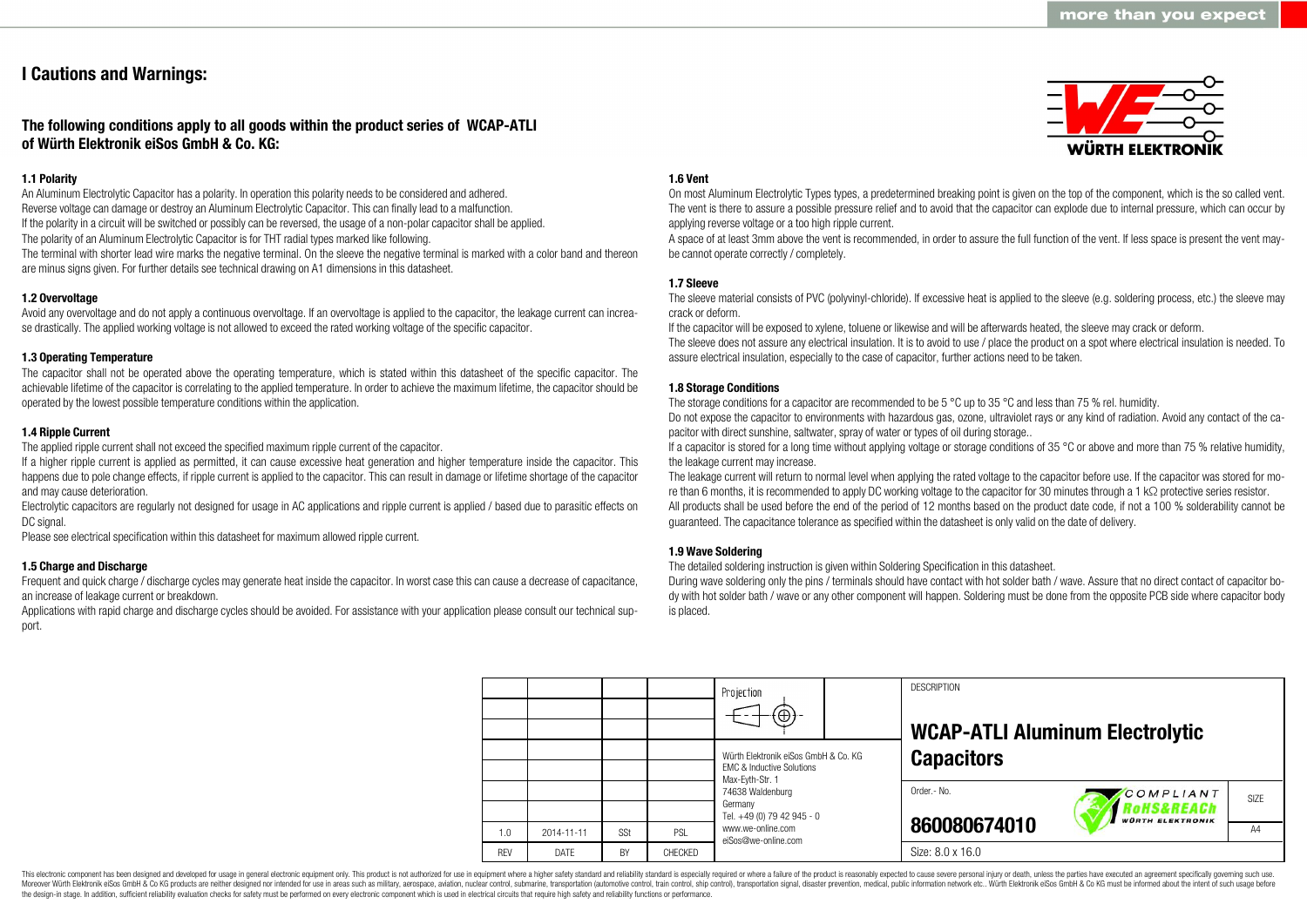# I Cautions and Warnings:

## The following conditions apply to all goods within the product series of WCAP-ATLI of Würth Elektronik eiSos GmbH & Co. KG:

### 1.1 Polarity

An Aluminum Electrolytic Capacitor has a polarity. In operation this polarity needs to be considered and adhered.
Reverse voltage can damage or destroy an Aluminum Electrolytic Capacitor. This can finally lead to a malfunction.
If the polarity in a circuit will be switched or possibly can be reversed, the usage of a non-polar capacitor shall be applied.
The polarity of an Aluminum Electrolytic Capacitor is for THT radial types marked like following.
The terminal with shorter lead wire marks the negative terminal. On the sleeve the negative terminal is marked with a color band and thereon are minus signs given. For further details see technical drawing on A1 dimensions in this datasheet.

### 1.2 Overvoltage

Avoid any overvoltage and do not apply a continuous overvoltage. If an overvoltage is applied to the capacitor, the leakage current can increase drastically. The applied working voltage is not allowed to exceed the rated working voltage of the specific capacitor.

### 1.3 Operating Temperature

The capacitor shall not be operated above the operating temperature, which is stated within this datasheet of the specific capacitor. The achievable lifetime of the capacitor is correlating to the applied temperature. In order to achieve the maximum lifetime, the capacitor should be operated by the lowest possible temperature conditions within the application.

### 1.4 Ripple Current

The applied ripple current shall not exceed the specified maximum ripple current of the capacitor.
If a higher ripple current is applied as permitted, it can cause excessive heat generation and higher temperature inside the capacitor. This happens due to pole change effects, if ripple current is applied to the capacitor. This can result in damage or lifetime shortage of the capacitor and may cause deterioration.
Electrolytic capacitors are regularly not designed for usage in AC applications and ripple current is applied / based due to parasitic effects on DC signal.
Please see electrical specification within this datasheet for maximum allowed ripple current.

### 1.5 Charge and Discharge

Frequent and quick charge / discharge cycles may generate heat inside the capacitor. In worst case this can cause a decrease of capacitance, an increase of leakage current or breakdown.
Applications with rapid charge and discharge cycles should be avoided. For assistance with your application please consult our technical support.

### 1.6 Vent

On most Aluminum Electrolytic Types types, a predetermined breaking point is given on the top of the component, which is the so called vent. The vent is there to assure a possible pressure relief and to avoid that the capacitor can explode due to internal pressure, which can occur by applying reverse voltage or a too high ripple current.
A space of at least 3mm above the vent is recommended, in order to assure the full function of the vent. If less space is present the vent maybe cannot operate correctly / completely.

### 1.7 Sleeve

The sleeve material consists of PVC (polyvinyl-chloride). If excessive heat is applied to the sleeve (e.g. soldering process, etc.) the sleeve may crack or deform.
If the capacitor will be exposed to xylene, toluene or likewise and will be afterwards heated, the sleeve may crack or deform.
The sleeve does not assure any electrical insulation. It is to avoid to use / place the product on a spot where electrical insulation is needed. To assure electrical insulation, especially to the case of capacitor, further actions need to be taken.

### 1.8 Storage Conditions

The storage conditions for a capacitor are recommended to be 5 °C up to 35 °C and less than 75 % rel. humidity.
Do not expose the capacitor to environments with hazardous gas, ozone, ultraviolet rays or any kind of radiation. Avoid any contact of the capacitor with direct sunshine, saltwater, spray of water or types of oil during storage..
If a capacitor is stored for a long time without applying voltage or storage conditions of 35 °C or above and more than 75 % relative humidity, the leakage current may increase.
The leakage current will return to normal level when applying the rated voltage to the capacitor before use. If the capacitor was stored for more than 6 months, it is recommended to apply DC working voltage to the capacitor for 30 minutes through a 1 kΩ protective series resistor.
All products shall be used before the end of the period of 12 months based on the product date code, if not a 100 % solderability cannot be guaranteed. The capacitance tolerance as specified within the datasheet is only valid on the date of delivery.

### 1.9 Wave Soldering

The detailed soldering instruction is given within Soldering Specification in this datasheet.
During wave soldering only the pins / terminals should have contact with hot solder bath / wave. Assure that no direct contact of capacitor body with hot solder bath / wave or any other component will happen. Soldering must be done from the opposite PCB side where capacitor body is placed.

| REV | DATE | BY | CHECKED |
|---|---|---|---|
| 1.0 | 2014-11-11 | SSt | PSL |

Würth Elektronik eiSos GmbH & Co. KG
EMC & Inductive Solutions
Max-Eyth-Str. 1
74638 Waldenburg
Germany
Tel. +49 (0) 79 42 945 - 0
www.we-online.com
eiSos@we-online.com

DESCRIPTION: **WCAP-ATLI Aluminum Electrolytic Capacitors**

Order.- No.: **860080674010**

Size: 8.0 x 16.0

SIZE: A4

This electronic component has been designed and developed for usage in general electronic equipment only. This product is not authorized for use in equipment where a higher safety standard and reliability standard is especially required or where a failure of the product is reasonably expected to cause severe personal injury or death, unless the parties have executed an agreement specifically governing such use. Moreover Würth Elektronik eiSos GmbH & Co KG products are neither designed nor intended for use in areas such as military, aerospace, aviation, nuclear control, submarine, transportation (automotive control, train control, ship control), transportation signal, disaster prevention, medical, public information network etc.. Würth Elektronik eiSos GmbH & Co KG must be informed about the intent of such usage before the design-in stage. In addition, sufficient reliability evaluation checks for safety must be performed on every electronic component which is used in electrical circuits that require high safety and reliability functions or performance.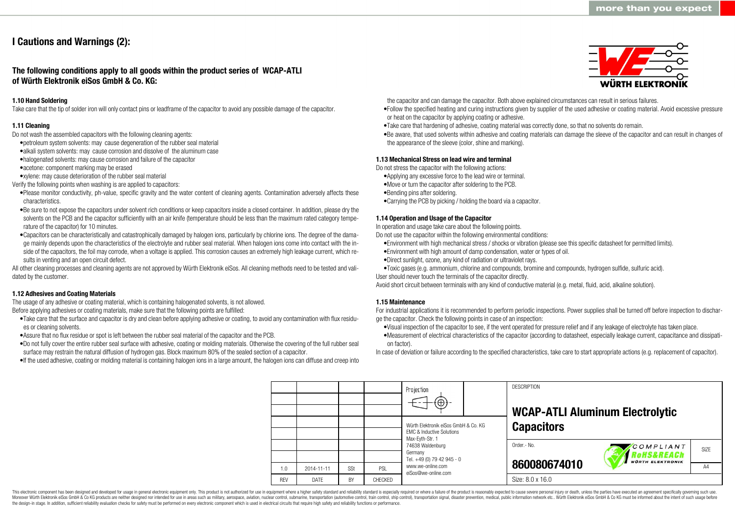# I Cautions and Warnings (2):

## The following conditions apply to all goods within the product series of WCAP-ATLI of Würth Elektronik eiSos GmbH & Co. KG:

### 1.10 Hand Soldering

Take care that the tip of solder iron will only contact pins or leadframe of the capacitor to avoid any possible damage of the capacitor.

### 1.11 Cleaning

Do not wash the assembled capacitors with the following cleaning agents:

- petroleum system solvents: may cause degeneration of the rubber seal material
- alkali system solvents: may cause corrosion and dissolve of the aluminum case
- halogenated solvents: may cause corrosion and failure of the capacitor
- acetone: component marking may be erased
- xylene: may cause deterioration of the rubber seal material

Verify the following points when washing is are applied to capacitors:

- Please monitor conductivity, ph-value, specific gravity and the water content of cleaning agents. Contamination adversely affects these characteristics.
- Be sure to not expose the capacitors under solvent rich conditions or keep capacitors inside a closed container. In addition, please dry the solvents on the PCB and the capacitor sufficiently with an air knife (temperature should be less than the maximum rated category temperature of the capacitor) for 10 minutes.
- Capacitors can be characteristically and catastrophically damaged by halogen ions, particularly by chlorine ions. The degree of the damage mainly depends upon the characteristics of the electrolyte and rubber seal material. When halogen ions come into contact with the inside of the capacitors, the foil may corrode, when a voltage is applied. This corrosion causes an extremely high leakage current, which results in venting and an open circuit defect.

All other cleaning processes and cleaning agents are not approved by Würth Elektronik eiSos. All cleaning methods need to be tested and validated by the customer.

### 1.12 Adhesives and Coating Materials

The usage of any adhesive or coating material, which is containing halogenated solvents, is not allowed.

Before applying adhesives or coating materials, make sure that the following points are fulfilled:

- Take care that the surface and capacitor is dry and clean before applying adhesive or coating, to avoid any contamination with flux residues or cleaning solvents.
- Assure that no flux residue or spot is left between the rubber seal material of the capacitor and the PCB.
- Do not fully cover the entire rubber seal surface with adhesive, coating or molding materials. Otherwise the covering of the full rubber seal surface may restrain the natural diffusion of hydrogen gas. Block maximum 80% of the sealed section of a capacitor.
- If the used adhesive, coating or molding material is containing halogen ions in a large amount, the halogen ions can diffuse and creep into the capacitor and can damage the capacitor. Both above explained circumstances can result in serious failures.
- Follow the specified heating and curing instructions given by supplier of the used adhesive or coating material. Avoid excessive pressure or heat on the capacitor by applying coating or adhesive.
- Take care that hardening of adhesive, coating material was correctly done, so that no solvents do remain.
- Be aware, that used solvents within adhesive and coating materials can damage the sleeve of the capacitor and can result in changes of the appearance of the sleeve (color, shine and marking).

### 1.13 Mechanical Stress on lead wire and terminal

Do not stress the capacitor with the following actions:

- Applying any excessive force to the lead wire or terminal.
- Move or turn the capacitor after soldering to the PCB.
- Bending pins after soldering.
- Carrying the PCB by picking / holding the board via a capacitor.

### 1.14 Operation and Usage of the Capacitor

In operation and usage take care about the following points.

Do not use the capacitor within the following environmental conditions:

- Environment with high mechanical stress / shocks or vibration (please see this specific datasheet for permitted limits).
- Environment with high amount of damp condensation, water or types of oil.
- Direct sunlight, ozone, any kind of radiation or ultraviolet rays.
- Toxic gases (e.g. ammonium, chlorine and compounds, bromine and compounds, hydrogen sulfide, sulfuric acid).

User should never touch the terminals of the capacitor directly.

Avoid short circuit between terminals with any kind of conductive material (e.g. metal, fluid, acid, alkaline solution).

### 1.15 Maintenance

For industrial applications it is recommended to perform periodic inspections. Power supplies shall be turned off before inspection to discharge the capacitor. Check the following points in case of an inspection:

- Visual inspection of the capacitor to see, if the vent operated for pressure relief and if any leakage of electrolyte has taken place.
- Measurement of electrical characteristics of the capacitor (according to datasheet, especially leakage current, capacitance and dissipation factor).

In case of deviation or failure according to the specified characteristics, take care to start appropriate actions (e.g. replacement of capacitor).

| REV | DATE | BY | CHECKED |
|---|---|---|---|
| 1.0 | 2014-11-11 | SSt | PSL |

Würth Elektronik eiSos GmbH & Co. KG
EMC & Inductive Solutions
Max-Eyth-Str. 1
74638 Waldenburg
Germany
Tel. +49 (0) 79 42 945 - 0
www.we-online.com
eiSos@we-online.com

DESCRIPTION: **WCAP-ATLI Aluminum Electrolytic Capacitors**

Order.- No. **860080674010**

SIZE: A4

Size: 8.0 x 16.0

This electronic component has been designed and developed for usage in general electronic equipment only. This product is not authorized for use in equipment where a higher safety standard and reliability standard is especially required or where a failure of the product is reasonably expected to cause severe personal injury or death, unless the parties have executed an agreement specifically governing such use. Moreover Würth Elektronik eiSos GmbH & Co KG products are neither designed nor intended for use in areas such as military, aerospace, aviation, nuclear control, submarine, transportation (automotive control, train control, ship control), transportation signal, disaster prevention, medical, public information network etc.. Würth Elektronik eiSos GmbH & Co KG must be informed about the intent of such usage before the design-in stage. In addition, sufficient reliability evaluation checks for safety must be performed on every electronic component which is used in electrical circuits that require high safety and reliability functions or performance.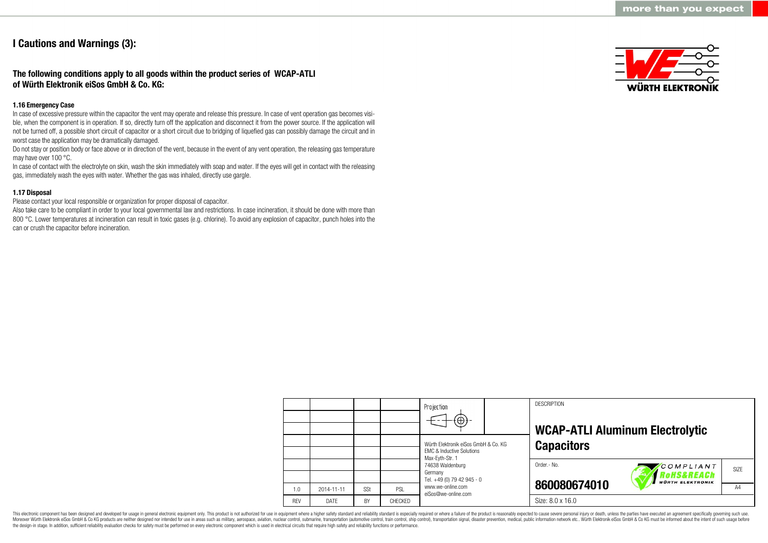# I Cautions and Warnings (3):

**The following conditions apply to all goods within the product series of WCAP-ATLI of Würth Elektronik eiSos GmbH & Co. KG:**

### 1.16 Emergency Case

In case of excessive pressure within the capacitor the vent may operate and release this pressure. In case of vent operation gas becomes visible, when the component is in operation. If so, directly turn off the application and disconnect it from the power source. If the application will not be turned off, a possible short circuit of capacitor or a short circuit due to bridging of liquefied gas can possibly damage the circuit and in worst case the application may be dramatically damaged.

Do not stay or position body or face above or in direction of the vent, because in the event of any vent operation, the releasing gas temperature may have over 100 °C.

In case of contact with the electrolyte on skin, wash the skin immediately with soap and water. If the eyes will get in contact with the releasing gas, immediately wash the eyes with water. Whether the gas was inhaled, directly use gargle.

### 1.17 Disposal

Please contact your local responsible or organization for proper disposal of capacitor.

Also take care to be compliant in order to your local governmental law and restrictions. In case incineration, it should be done with more than 800 °C. Lower temperatures at incineration can result in toxic gases (e.g. chlorine). To avoid any explosion of capacitor, punch holes into the can or crush the capacitor before incineration.

| REV | DATE | BY | CHECKED |
|---|---|---|---|
| 1.0 | 2014-11-11 | SSt | PSL |

Würth Elektronik eiSos GmbH & Co. KG
EMC & Inductive Solutions
Max-Eyth-Str. 1
74638 Waldenburg
Germany
Tel. +49 (0) 79 42 945 - 0
www.we-online.com
eiSos@we-online.com

DESCRIPTION

**WCAP-ATLI Aluminum Electrolytic Capacitors**

Order.- No. **860080674010**

SIZE A4

Size: 8.0 x 16.0

This electronic component has been designed and developed for usage in general electronic equipment only. This product is not authorized for use in equipment where a higher safety standard and reliability standard is especially required or where a failure of the product is reasonably expected to cause severe personal injury or death, unless the parties have executed an agreement specifically governing such use. Moreover Würth Elektronik eiSos GmbH & Co KG products are neither designed nor intended for use in areas such as military, aerospace, aviation, nuclear control, submarine, transportation (automotive control, train control, ship control), transportation signal, disaster prevention, medical, public information network etc.. Würth Elektronik eiSos GmbH & Co KG must be informed about the intent of such usage before the design-in stage. In addition, sufficient reliability evaluation checks for safety must be performed on every electronic component which is used in electrical circuits that require high safety and reliability functions or performance.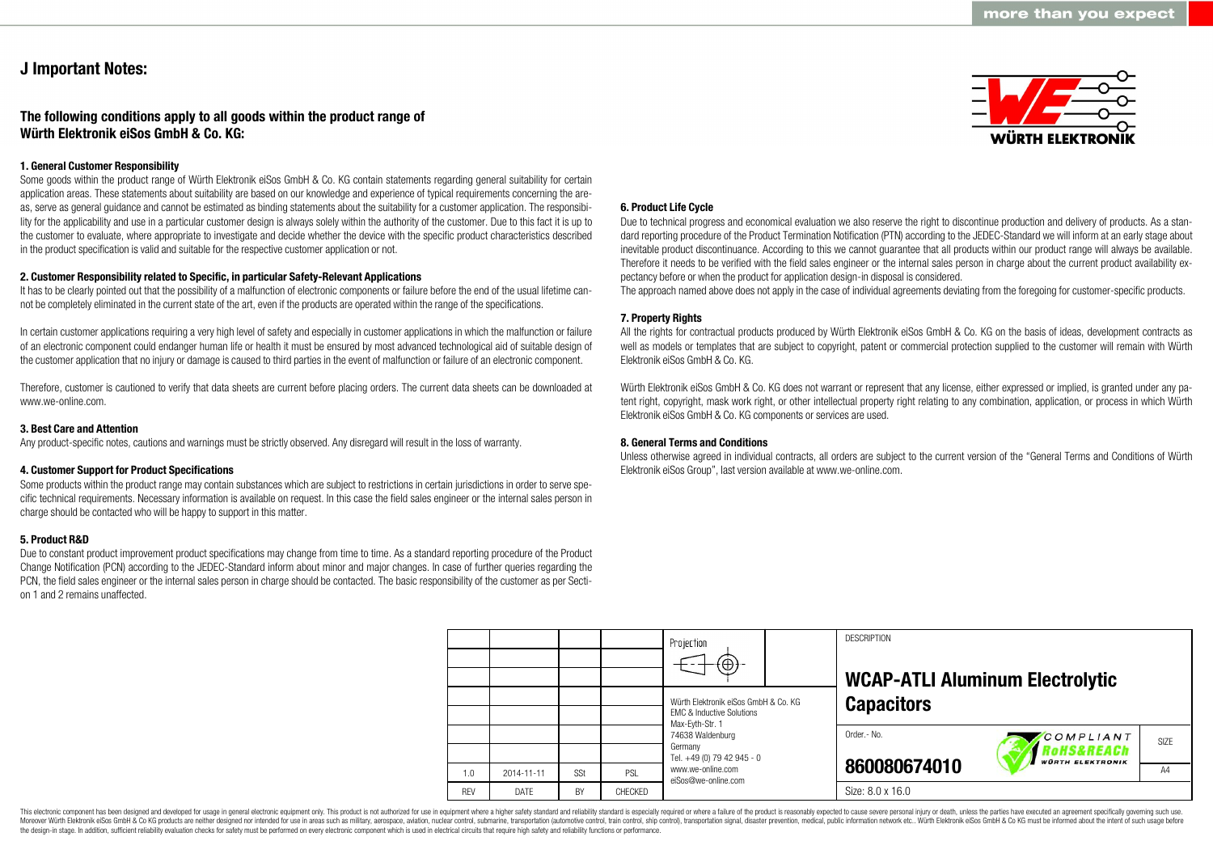# J Important Notes:

## The following conditions apply to all goods within the product range of Würth Elektronik eiSos GmbH & Co. KG:

**1. General Customer Responsibility**

Some goods within the product range of Würth Elektronik eiSos GmbH & Co. KG contain statements regarding general suitability for certain application areas. These statements about suitability are based on our knowledge and experience of typical requirements concerning the areas, serve as general guidance and cannot be estimated as binding statements about the suitability for a customer application. The responsibility for the applicability and use in a particular customer design is always solely within the authority of the customer. Due to this fact it is up to the customer to evaluate, where appropriate to investigate and decide whether the device with the specific product characteristics described in the product specification is valid and suitable for the respective customer application or not.

**2. Customer Responsibility related to Specific, in particular Safety-Relevant Applications**

It has to be clearly pointed out that the possibility of a malfunction of electronic components or failure before the end of the usual lifetime cannot be completely eliminated in the current state of the art, even if the products are operated within the range of the specifications.

In certain customer applications requiring a very high level of safety and especially in customer applications in which the malfunction or failure of an electronic component could endanger human life or health it must be ensured by most advanced technological aid of suitable design of the customer application that no injury or damage is caused to third parties in the event of malfunction or failure of an electronic component.

Therefore, customer is cautioned to verify that data sheets are current before placing orders. The current data sheets can be downloaded at www.we-online.com.

**3. Best Care and Attention**

Any product-specific notes, cautions and warnings must be strictly observed. Any disregard will result in the loss of warranty.

**4. Customer Support for Product Specifications**

Some products within the product range may contain substances which are subject to restrictions in certain jurisdictions in order to serve specific technical requirements. Necessary information is available on request. In this case the field sales engineer or the internal sales person in charge should be contacted who will be happy to support in this matter.

**5. Product R&D**

Due to constant product improvement product specifications may change from time to time. As a standard reporting procedure of the Product Change Notification (PCN) according to the JEDEC-Standard inform about minor and major changes. In case of further queries regarding the PCN, the field sales engineer or the internal sales person in charge should be contacted. The basic responsibility of the customer as per Section 1 and 2 remains unaffected.

**6. Product Life Cycle**

Due to technical progress and economical evaluation we also reserve the right to discontinue production and delivery of products. As a standard reporting procedure of the Product Termination Notification (PTN) according to the JEDEC-Standard we will inform at an early stage about inevitable product discontinuance. According to this we cannot guarantee that all products within our product range will always be available. Therefore it needs to be verified with the field sales engineer or the internal sales person in charge about the current product availability expectancy before or when the product for application design-in disposal is considered.

The approach named above does not apply in the case of individual agreements deviating from the foregoing for customer-specific products.

**7. Property Rights**

All the rights for contractual products produced by Würth Elektronik eiSos GmbH & Co. KG on the basis of ideas, development contracts as well as models or templates that are subject to copyright, patent or commercial protection supplied to the customer will remain with Würth Elektronik eiSos GmbH & Co. KG.

Würth Elektronik eiSos GmbH & Co. KG does not warrant or represent that any license, either expressed or implied, is granted under any patent right, copyright, mask work right, or other intellectual property right relating to any combination, application, or process in which Würth Elektronik eiSos GmbH & Co. KG components or services are used.

**8. General Terms and Conditions**

Unless otherwise agreed in individual contracts, all orders are subject to the current version of the "General Terms and Conditions of Würth Elektronik eiSos Group", last version available at www.we-online.com.

| | | | | | |
|---|---|---|---|---|---|
| | | | | Projection | DESCRIPTION<br>**WCAP-ATLI Aluminum Electrolytic Capacitors** |
| | | | | Würth Elektronik eiSos GmbH & Co. KG<br>EMC & Inductive Solutions<br>Max-Eyth-Str. 1<br>74638 Waldenburg<br>Germany<br>Tel. +49 (0) 79 42 945 - 0<br>www.we-online.com<br>eiSos@we-online.com | Order.- No. **860080674010** — SIZE A4 |
| 1.0 | 2014-11-11 | SSt | PSL | | |
| REV | DATE | BY | CHECKED | | Size: 8.0 x 16.0 |

This electronic component has been designed and developed for usage in general electronic equipment only. This product is not authorized for use in equipment where a higher safety standard and reliability standard is especially required or where a failure of the product is reasonably expected to cause severe personal injury or death, unless the parties have executed an agreement specifically governing such use. Moreover Würth Elektronik eiSos GmbH & Co KG products are neither designed nor intended for use in areas such as military, aerospace, aviation, nuclear control, submarine, transportation (automotive control, train control, ship control), transportation signal, disaster prevention, medical, public information network etc.. Würth Elektronik eiSos GmbH & Co KG must be informed about the intent of such usage before the design-in stage. In addition, sufficient reliability evaluation checks for safety must be performed on every electronic component which is used in electrical circuits that require high safety and reliability functions or performance.